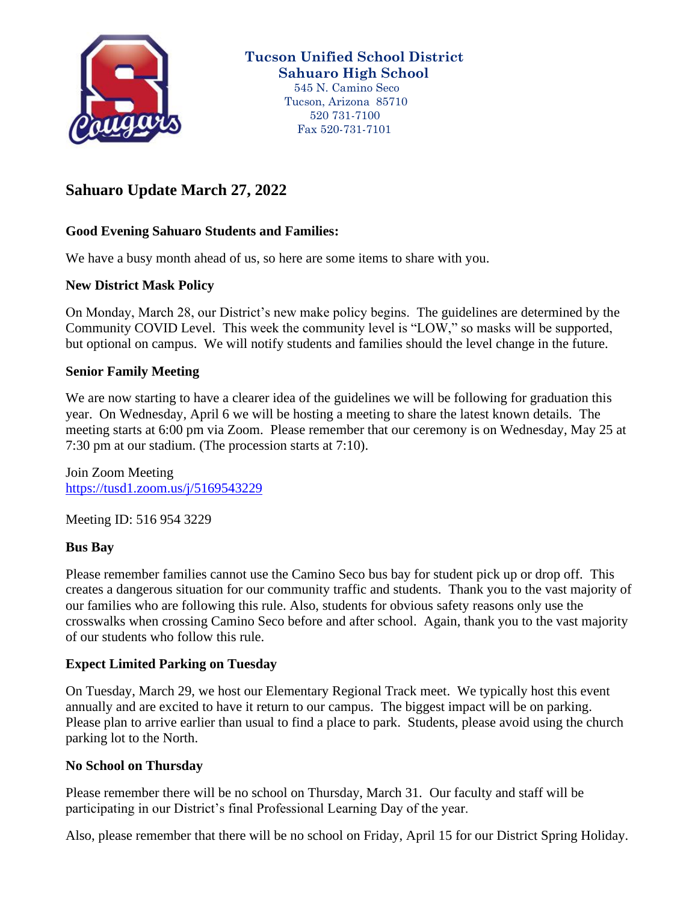**Tucson Unified School District**
**Sahuaro High School**
545 N. Camino Seco
Tucson, Arizona 85710
520 731-7100
Fax 520-731-7101

# Sahuaro Update March 27, 2022

**Good Evening Sahuaro Students and Families:**

We have a busy month ahead of us, so here are some items to share with you.

### New District Mask Policy

On Monday, March 28, our District's new make policy begins. The guidelines are determined by the Community COVID Level. This week the community level is "LOW," so masks will be supported, but optional on campus. We will notify students and families should the level change in the future.

### Senior Family Meeting

We are now starting to have a clearer idea of the guidelines we will be following for graduation this year. On Wednesday, April 6 we will be hosting a meeting to share the latest known details. The meeting starts at 6:00 pm via Zoom. Please remember that our ceremony is on Wednesday, May 25 at 7:30 pm at our stadium. (The procession starts at 7:10).

Join Zoom Meeting
https://tusd1.zoom.us/j/5169543229

Meeting ID: 516 954 3229

### Bus Bay

Please remember families cannot use the Camino Seco bus bay for student pick up or drop off. This creates a dangerous situation for our community traffic and students. Thank you to the vast majority of our families who are following this rule. Also, students for obvious safety reasons only use the crosswalks when crossing Camino Seco before and after school. Again, thank you to the vast majority of our students who follow this rule.

### Expect Limited Parking on Tuesday

On Tuesday, March 29, we host our Elementary Regional Track meet. We typically host this event annually and are excited to have it return to our campus. The biggest impact will be on parking. Please plan to arrive earlier than usual to find a place to park. Students, please avoid using the church parking lot to the North.

### No School on Thursday

Please remember there will be no school on Thursday, March 31. Our faculty and staff will be participating in our District's final Professional Learning Day of the year.

Also, please remember that there will be no school on Friday, April 15 for our District Spring Holiday.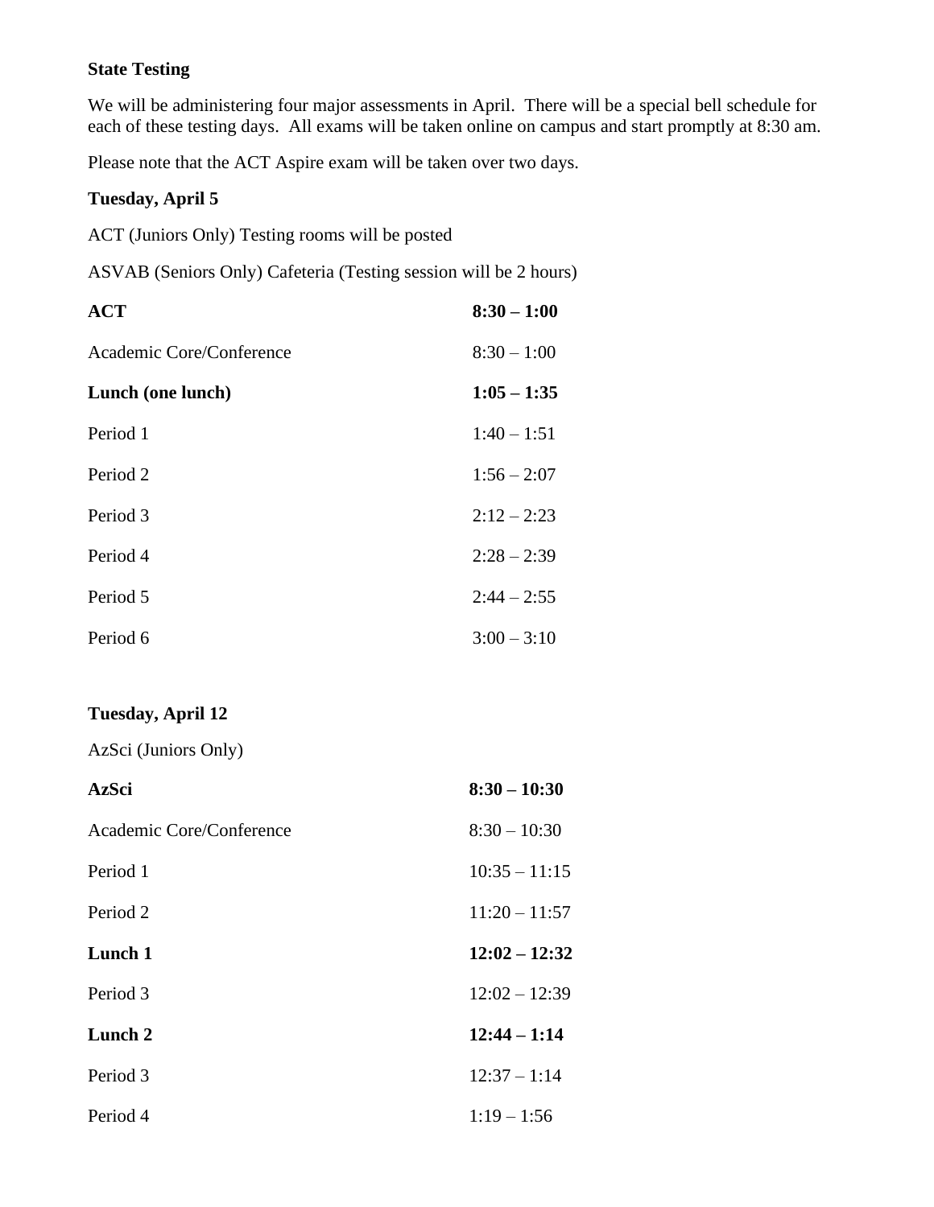**State Testing**

We will be administering four major assessments in April. There will be a special bell schedule for each of these testing days. All exams will be taken online on campus and start promptly at 8:30 am.

Please note that the ACT Aspire exam will be taken over two days.

**Tuesday, April 5**

ACT (Juniors Only) Testing rooms will be posted

ASVAB (Seniors Only) Cafeteria (Testing session will be 2 hours)

| | |
|---|---|
| **ACT** | **8:30 – 1:00** |
| Academic Core/Conference | 8:30 – 1:00 |
| **Lunch (one lunch)** | **1:05 – 1:35** |
| Period 1 | 1:40 – 1:51 |
| Period 2 | 1:56 – 2:07 |
| Period 3 | 2:12 – 2:23 |
| Period 4 | 2:28 – 2:39 |
| Period 5 | 2:44 – 2:55 |
| Period 6 | 3:00 – 3:10 |

**Tuesday, April 12**

AzSci (Juniors Only)

| | |
|---|---|
| **AzSci** | **8:30 – 10:30** |
| Academic Core/Conference | 8:30 – 10:30 |
| Period 1 | 10:35 – 11:15 |
| Period 2 | 11:20 – 11:57 |
| **Lunch 1** | **12:02 – 12:32** |
| Period 3 | 12:02 – 12:39 |
| **Lunch 2** | **12:44 – 1:14** |
| Period 3 | 12:37 – 1:14 |
| Period 4 | 1:19 – 1:56 |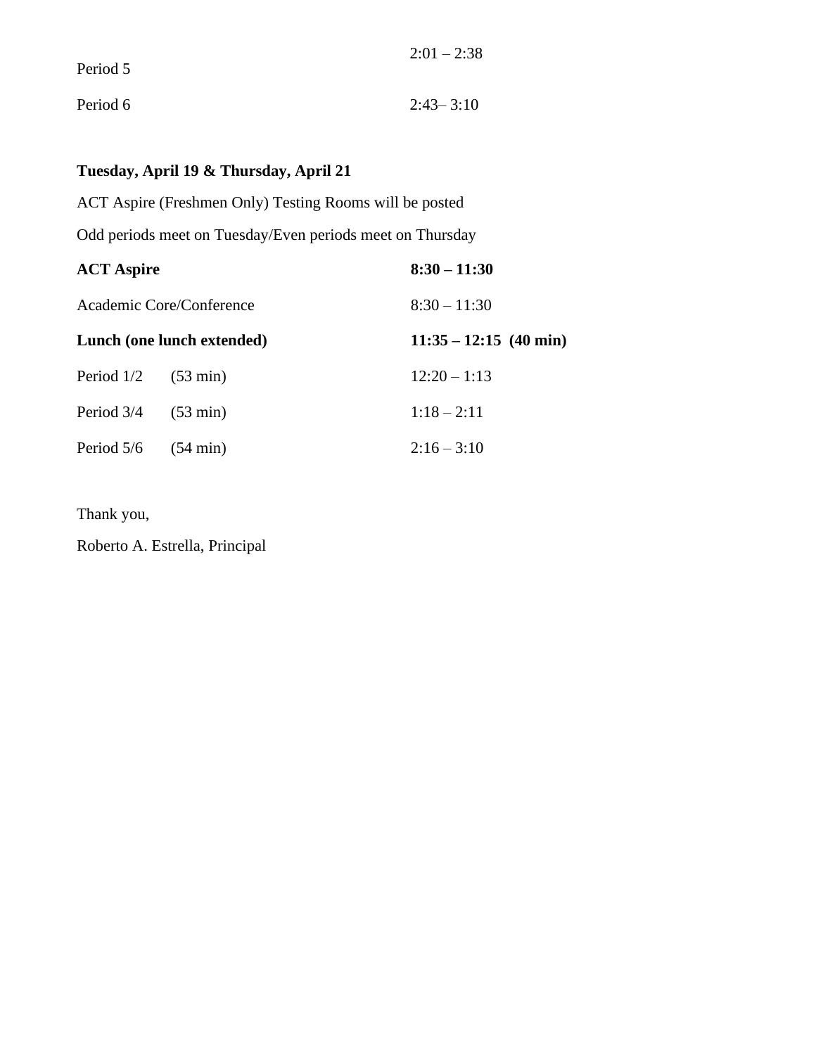| | |
|---|---|
| Period 5 | 2:01 – 2:38 |
| Period 6 | 2:43– 3:10 |

**Tuesday, April 19 & Thursday, April 21**

ACT Aspire (Freshmen Only) Testing Rooms will be posted

Odd periods meet on Tuesday/Even periods meet on Thursday

| | | |
|---|---|---|
| **ACT Aspire** | | **8:30 – 11:30** |
| Academic Core/Conference | | 8:30 – 11:30 |
| **Lunch (one lunch extended)** | | **11:35 – 12:15 (40 min)** |
| Period 1/2 | (53 min) | 12:20 – 1:13 |
| Period 3/4 | (53 min) | 1:18 – 2:11 |
| Period 5/6 | (54 min) | 2:16 – 3:10 |

Thank you,

Roberto A. Estrella, Principal